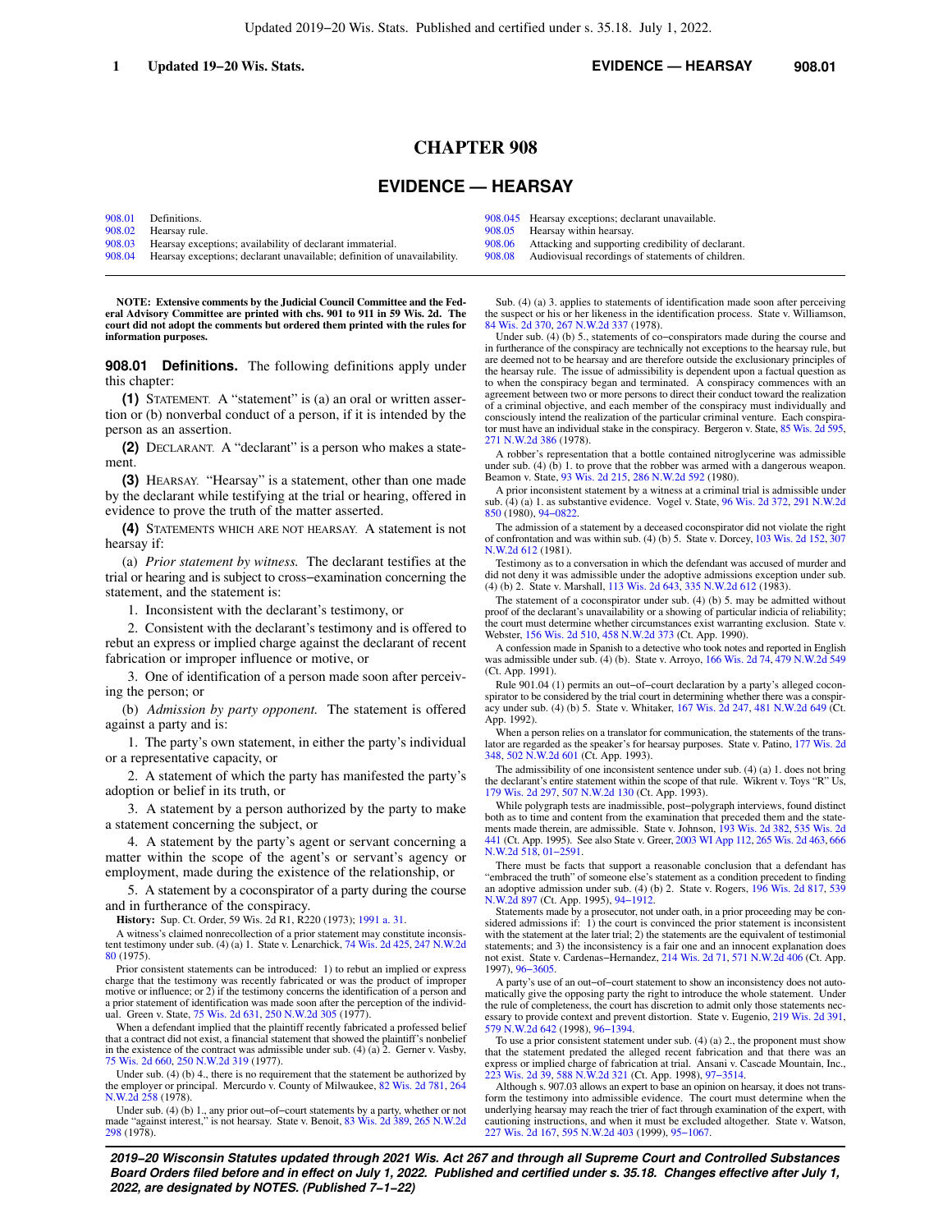# CHAPTER 908

## EVIDENCE — HEARSAY

| | | | |
|---|---|---|---|
| 908.01 | Definitions. | 908.045 | Hearsay exceptions; declarant unavailable. |
| 908.02 | Hearsay rule. | 908.05 | Hearsay within hearsay. |
| 908.03 | Hearsay exceptions; availability of declarant immaterial. | 908.06 | Attacking and supporting credibility of declarant. |
| 908.04 | Hearsay exceptions; declarant unavailable; definition of unavailability. | 908.08 | Audiovisual recordings of statements of children. |

**NOTE: Extensive comments by the Judicial Council Committee and the Federal Advisory Committee are printed with chs. 901 to 911 in 59 Wis. 2d. The court did not adopt the comments but ordered them printed with the rules for information purposes.**

**908.01 Definitions.** The following definitions apply under this chapter:

**(1)** STATEMENT. A "statement" is (a) an oral or written assertion or (b) nonverbal conduct of a person, if it is intended by the person as an assertion.

**(2)** DECLARANT. A "declarant" is a person who makes a statement.

**(3)** HEARSAY. "Hearsay" is a statement, other than one made by the declarant while testifying at the trial or hearing, offered in evidence to prove the truth of the matter asserted.

**(4)** STATEMENTS WHICH ARE NOT HEARSAY. A statement is not hearsay if:

(a) *Prior statement by witness.* The declarant testifies at the trial or hearing and is subject to cross−examination concerning the statement, and the statement is:

1. Inconsistent with the declarant's testimony, or

2. Consistent with the declarant's testimony and is offered to rebut an express or implied charge against the declarant of recent fabrication or improper influence or motive, or

3. One of identification of a person made soon after perceiving the person; or

(b) *Admission by party opponent.* The statement is offered against a party and is:

1. The party's own statement, in either the party's individual or a representative capacity, or

2. A statement of which the party has manifested the party's adoption or belief in its truth, or

3. A statement by a person authorized by the party to make a statement concerning the subject, or

4. A statement by the party's agent or servant concerning a matter within the scope of the agent's or servant's agency or employment, made during the existence of the relationship, or

5. A statement by a coconspirator of a party during the course and in furtherance of the conspiracy.

**History:** Sup. Ct. Order, 59 Wis. 2d R1, R220 (1973); 1991 a. 31.

A witness's claimed nonrecollection of a prior statement may constitute inconsistent testimony under sub. (4) (a) 1. State v. Lenarchick, 74 Wis. 2d 425, 247 N.W.2d 80 (1975).

Prior consistent statements can be introduced: 1) to rebut an implied or express charge that the testimony was recently fabricated or was the product of improper motive or influence; or 2) if the testimony concerns the identification of a person and a prior statement of identification was made soon after the perception of the individual. Green v. State, 75 Wis. 2d 631, 250 N.W.2d 305 (1977).

When a defendant implied that the plaintiff recently fabricated a professed belief that a contract did not exist, a financial statement that showed the plaintiff's nonbelief in the existence of the contract was admissible under sub. (4) (a) 2. Gerner v. Vasby, 75 Wis. 2d 660, 250 N.W.2d 319 (1977).

Under sub. (4) (b) 4., there is no requirement that the statement be authorized by the employer or principal. Mercurdo v. County of Milwaukee, 82 Wis. 2d 781, 264 N.W.2d 258 (1978).

Under sub. (4) (b) 1., any prior out−of−court statements by a party, whether or not made "against interest," is not hearsay. State v. Benoit, 83 Wis. 2d 389, 265 N.W.2d 298 (1978).

Sub. (4) (a) 3. applies to statements of identification made soon after perceiving the suspect or his or her likeness in the identification process. State v. Williamson, 84 Wis. 2d 370, 267 N.W.2d 337 (1978).

Under sub. (4) (b) 5., statements of co−conspirators made during the course and in furtherance of the conspiracy are technically not exceptions to the hearsay rule, but are deemed not to be hearsay and are therefore outside the exclusionary principles of the hearsay rule. The issue of admissibility is dependent upon a factual question as to when the conspiracy began and terminated. A conspiracy commences with an agreement between two or more persons to direct their conduct toward the realization of a criminal objective, and each member of the conspiracy must individually and consciously intend the realization of the particular criminal venture. Each conspirator must have an individual stake in the conspiracy. Bergeron v. State, 85 Wis. 2d 595, 271 N.W.2d 386 (1978).

A robber's representation that a bottle contained nitroglycerine was admissible under sub. (4) (b) 1. to prove that the robber was armed with a dangerous weapon. Beamon v. State, 93 Wis. 2d 215, 286 N.W.2d 592 (1980).

A prior inconsistent statement by a witness at a criminal trial is admissible under sub. (4) (a) 1. as substantive evidence. Vogel v. State, 96 Wis. 2d 372, 291 N.W.2d 850 (1980), 94−0822.

The admission of a statement by a deceased coconspirator did not violate the right of confrontation and was within sub. (4) (b) 5. State v. Dorcey, 103 Wis. 2d 152, 307 N.W.2d 612 (1981).

Testimony as to a conversation in which the defendant was accused of murder and did not deny it was admissible under the adoptive admissions exception under sub. (4) (b) 2. State v. Marshall, 113 Wis. 2d 643, 335 N.W.2d 612 (1983).

The statement of a coconspirator under sub. (4) (b) 5. may be admitted without proof of the declarant's unavailability or a showing of particular indicia of reliability; the court must determine whether circumstances exist warranting exclusion. State v. Webster, 156 Wis. 2d 510, 458 N.W.2d 373 (Ct. App. 1990).

A confession made in Spanish to a detective who took notes and reported in English was admissible under sub. (4) (b). State v. Arroyo, 166 Wis. 2d 74, 479 N.W.2d 549 (Ct. App. 1991).

Rule 901.04 (1) permits an out−of−court declaration by a party's alleged coconspirator to be considered by the trial court in determining whether there was a conspiracy under sub. (4) (b) 5. State v. Whitaker, 167 Wis. 2d 247, 481 N.W.2d 649 (Ct. App. 1992).

When a person relies on a translator for communication, the statements of the translator are regarded as the speaker's for hearsay purposes. State v. Patino, 177 Wis. 2d 348, 502 N.W.2d 601 (Ct. App. 1993).

The admissibility of one inconsistent sentence under sub. (4) (a) 1. does not bring the declarant's entire statement within the scope of that rule. Wikrent v. Toys "R" Us, 179 Wis. 2d 297, 507 N.W.2d 130 (Ct. App. 1993).

While polygraph tests are inadmissible, post−polygraph interviews, found distinct both as to time and content from the examination that preceded them and the statements made therein, are admissible. State v. Johnson, 193 Wis. 2d 382, 535 Wis. 2d 441 (Ct. App. 1995). See also State v. Greer, 2003 WI App 112, 265 Wis. 2d 463, 666 N.W.2d 518, 01−2591.

There must be facts that support a reasonable conclusion that a defendant has "embraced the truth" of someone else's statement as a condition precedent to finding an adoptive admission under sub. (4) (b) 2. State v. Rogers, 196 Wis. 2d 817, 539 N.W.2d 897 (Ct. App. 1995), 94−1912.

Statements made by a prosecutor, not under oath, in a prior proceeding may be considered admissions if: 1) the court is convinced the prior statement is inconsistent with the statement at the later trial; 2) the statements are the equivalent of testimonial statements; and 3) the inconsistency is a fair one and an innocent explanation does not exist. State v. Cardenas−Hernandez, 214 Wis. 2d 71, 571 N.W.2d 406 (Ct. App. 1997), 96−3605.

A party's use of an out−of−court statement to show an inconsistency does not automatically give the opposing party the right to introduce the whole statement. Under the rule of completeness, the court has discretion to admit only those statements necessary to provide context and prevent distortion. State v. Eugenio, 219 Wis. 2d 391, 579 N.W.2d 642 (1998), 96−1394.

To use a prior consistent statement under sub. (4) (a) 2., the proponent must show that the statement predated the alleged recent fabrication and that there was an express or implied charge of fabrication at trial. Ansani v. Cascade Mountain, Inc., 223 Wis. 2d 39, 588 N.W.2d 321 (Ct. App. 1998), 97−3514.

Although s. 907.03 allows an expert to base an opinion on hearsay, it does not transform the testimony into admissible evidence. The court must determine when the underlying hearsay may reach the trier of fact through examination of the expert, with cautioning instructions, and when it must be excluded altogether. State v. Watson, 227 Wis. 2d 167, 595 N.W.2d 403 (1999), 95−1067.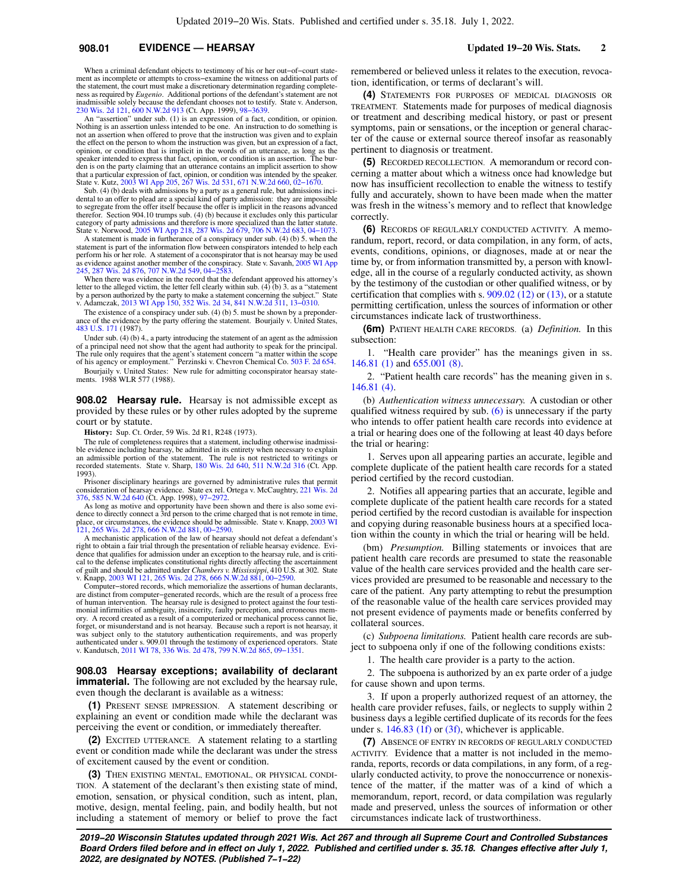When a criminal defendant objects to testimony of his or her out–of–court statement as incomplete or attempts to cross–examine the witness on additional parts of the statement, the court must make a discretionary determination regarding completeness as required by *Eugenio*. Additional portions of the defendant's statement are not inadmissible solely because the defendant chooses not to testify. State v. Anderson, 230 Wis. 2d 121, 600 N.W.2d 913 (Ct. App. 1999), 98–3639.

An "assertion" under sub. (1) is an expression of a fact, condition, or opinion. Nothing is an assertion unless intended to be one. An instruction to do something is not an assertion when offered to prove that the instruction was given and to explain the effect on the person to whom the instruction was given, but an expression of a fact, opinion, or condition that is implicit in the words of an utterance, as long as the speaker intended to express that fact, opinion, or condition is an assertion. The burden is on the party claiming that an utterance contains an implicit assertion to show that a particular expression of fact, opinion, or condition was intended by the speaker. State v. Kutz, 2003 WI App 205, 267 Wis. 2d 531, 671 N.W.2d 660, 02–1670.

Sub. (4) (b) deals with admissions by a party as a general rule, but admissions incidental to an offer to plead are a special kind of party admission: they are impossible to segregate from the offer itself because the offer is implicit in the reasons advanced therefor. Section 904.10 trumps sub. (4) (b) because it excludes only this particular category of party admissions and therefore is more specialized than the latter statute. State v. Norwood, 2005 WI App 218, 287 Wis. 2d 679, 706 N.W.2d 683, 04–1073.

A statement is made in furtherance of a conspiracy under sub. (4) (b) 5. when the statement is part of the information flow between conspirators intended to help each perform his or her role. A statement of a coconspirator that is not hearsay may be used as evidence against another member of the conspiracy. State v. Savanh, 2005 WI App 245, 287 Wis. 2d 876, 707 N.W.2d 549, 04–2583.

When there was evidence in the record that the defendant approved his attorney's letter to the alleged victim, the letter fell clearly within sub. (4) (b) 3. as a "statement by a person authorized by the party to make a statement concerning the subject." State v. Adamczak, 2013 WI App 150, 352 Wis. 2d 34, 841 N.W.2d 311, 13–0310.

The existence of a conspiracy under sub. (4) (b) 5. must be shown by a preponderance of the evidence by the party offering the statement. Bourjaily v. United States, 483 U.S. 171 (1987).

Under sub. (4) (b) 4., a party introducing the statement of an agent as the admission of a principal need not show that the agent had authority to speak for the principal. The rule only requires that the agent's statement concern "a matter within the scope of his agency or employment." Perzinski v. Chevron Chemical Co. 503 F. 2d 654.

Bourjaily v. United States: New rule for admitting coconspirator hearsay statements. 1988 WLR 577 (1988).

**908.02 Hearsay rule.** Hearsay is not admissible except as provided by these rules or by other rules adopted by the supreme court or by statute.

**History:** Sup. Ct. Order, 59 Wis. 2d R1, R248 (1973).

The rule of completeness requires that a statement, including otherwise inadmissible evidence including hearsay, be admitted in its entirety when necessary to explain an admissible portion of the statement. The rule is not restricted to writings or recorded statements. State v. Sharp, 180 Wis. 2d 640, 511 N.W.2d 316 (Ct. App. 1993).

Prisoner disciplinary hearings are governed by administrative rules that permit consideration of hearsay evidence. State ex rel. Ortega v. McCaughtry, 221 Wis. 2d 376, 585 N.W.2d 640 (Ct. App. 1998), 97–2972.

As long as motive and opportunity have been shown and there is also some evidence to directly connect a 3rd person to the crime charged that is not remote in time, place, or circumstances, the evidence should be admissible. State v. Knapp, 2003 WI 121, 265 Wis. 2d 278, 666 N.W.2d 881, 00–2590.

A mechanistic application of the law of hearsay should not defeat a defendant's right to obtain a fair trial through the presentation of reliable hearsay evidence. Evidence that qualifies for admission under an exception to the hearsay rule, and is critical to the defense implicates constitutional rights directly affecting the ascertainment of guilt and should be admitted under *Chambers v. Mississippi*, 410 U.S. at 302. State v. Knapp, 2003 WI 121, 265 Wis. 2d 278, 666 N.W.2d 881, 00–2590.

Computer–stored records, which memorialize the assertions of human declarants, are distinct from computer–generated records, which are the result of a process free of human intervention. The hearsay rule is designed to protect against the four testimonial infirmities of ambiguity, insincerity, faulty perception, and erroneous memory. A record created as a result of a computerized or mechanical process cannot lie, forget, or misunderstand and is not hearsay. Because such a report is not hearsay, it was subject only to the statutory authentication requirements, and was properly authenticated under s. 909.01 through the testimony of experienced operators. State v. Kandutsch, 2011 WI 78, 336 Wis. 2d 478, 799 N.W.2d 865, 09–1351.

**908.03 Hearsay exceptions; availability of declarant immaterial.** The following are not excluded by the hearsay rule, even though the declarant is available as a witness:

**(1)** PRESENT SENSE IMPRESSION. A statement describing or explaining an event or condition made while the declarant was perceiving the event or condition, or immediately thereafter.

**(2)** EXCITED UTTERANCE. A statement relating to a startling event or condition made while the declarant was under the stress of excitement caused by the event or condition.

**(3)** THEN EXISTING MENTAL, EMOTIONAL, OR PHYSICAL CONDITION. A statement of the declarant's then existing state of mind, emotion, sensation, or physical condition, such as intent, plan, motive, design, mental feeling, pain, and bodily health, but not including a statement of memory or belief to prove the fact remembered or believed unless it relates to the execution, revocation, identification, or terms of declarant's will.

**(4)** STATEMENTS FOR PURPOSES OF MEDICAL DIAGNOSIS OR TREATMENT. Statements made for purposes of medical diagnosis or treatment and describing medical history, or past or present symptoms, pain or sensations, or the inception or general character of the cause or external source thereof insofar as reasonably pertinent to diagnosis or treatment.

**(5)** RECORDED RECOLLECTION. A memorandum or record concerning a matter about which a witness once had knowledge but now has insufficient recollection to enable the witness to testify fully and accurately, shown to have been made when the matter was fresh in the witness's memory and to reflect that knowledge correctly.

**(6)** RECORDS OF REGULARLY CONDUCTED ACTIVITY. A memorandum, report, record, or data compilation, in any form, of acts, events, conditions, opinions, or diagnoses, made at or near the time by, or from information transmitted by, a person with knowledge, all in the course of a regularly conducted activity, as shown by the testimony of the custodian or other qualified witness, or by certification that complies with s. 909.02 (12) or (13), or a statute permitting certification, unless the sources of information or other circumstances indicate lack of trustworthiness.

**(6m)** PATIENT HEALTH CARE RECORDS. (a) *Definition.* In this subsection:

1. "Health care provider" has the meanings given in ss. 146.81 (1) and 655.001 (8).

2. "Patient health care records" has the meaning given in s. 146.81 (4).

(b) *Authentication witness unnecessary.* A custodian or other qualified witness required by sub. (6) is unnecessary if the party who intends to offer patient health care records into evidence at a trial or hearing does one of the following at least 40 days before the trial or hearing:

1. Serves upon all appearing parties an accurate, legible and complete duplicate of the patient health care records for a stated period certified by the record custodian.

2. Notifies all appearing parties that an accurate, legible and complete duplicate of the patient health care records for a stated period certified by the record custodian is available for inspection and copying during reasonable business hours at a specified location within the county in which the trial or hearing will be held.

(bm) *Presumption.* Billing statements or invoices that are patient health care records are presumed to state the reasonable value of the health care services provided and the health care services provided are presumed to be reasonable and necessary to the care of the patient. Any party attempting to rebut the presumption of the reasonable value of the health care services provided may not present evidence of payments made or benefits conferred by collateral sources.

(c) *Subpoena limitations.* Patient health care records are subject to subpoena only if one of the following conditions exists:

1. The health care provider is a party to the action.

2. The subpoena is authorized by an ex parte order of a judge for cause shown and upon terms.

3. If upon a properly authorized request of an attorney, the health care provider refuses, fails, or neglects to supply within 2 business days a legible certified duplicate of its records for the fees under s. 146.83 (1f) or (3f), whichever is applicable.

**(7)** ABSENCE OF ENTRY IN RECORDS OF REGULARLY CONDUCTED ACTIVITY. Evidence that a matter is not included in the memoranda, reports, records or data compilations, in any form, of a regularly conducted activity, to prove the nonoccurrence or nonexistence of the matter, if the matter was of a kind of which a memorandum, report, record, or data compilation was regularly made and preserved, unless the sources of information or other circumstances indicate lack of trustworthiness.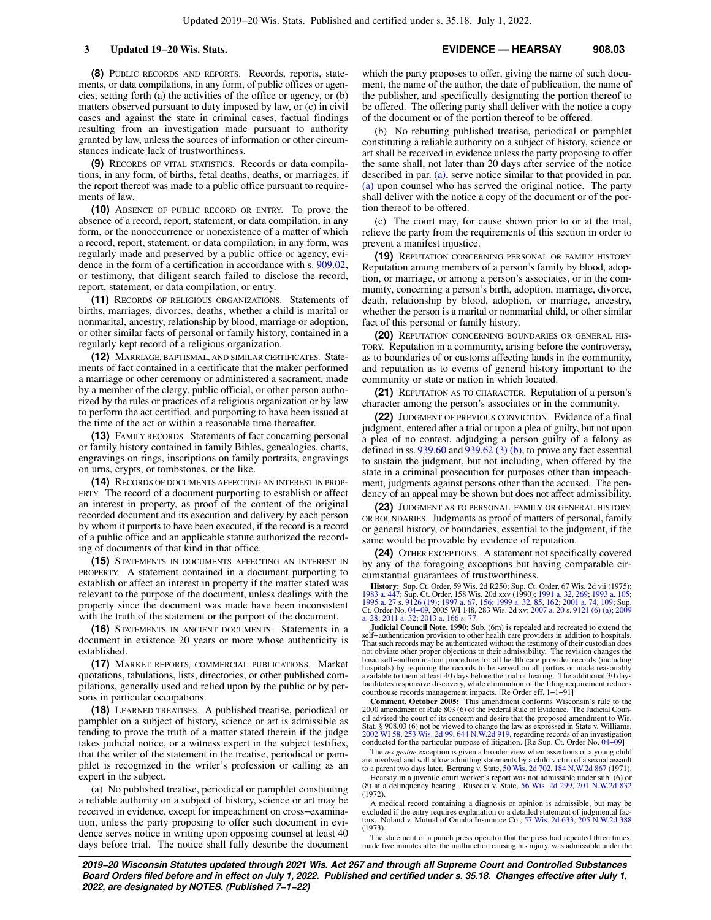**(8)** Public records and reports. Records, reports, statements, or data compilations, in any form, of public offices or agencies, setting forth (a) the activities of the office or agency, or (b) matters observed pursuant to duty imposed by law, or (c) in civil cases and against the state in criminal cases, factual findings resulting from an investigation made pursuant to authority granted by law, unless the sources of information or other circumstances indicate lack of trustworthiness.

**(9)** Records of vital statistics. Records or data compilations, in any form, of births, fetal deaths, deaths, or marriages, if the report thereof was made to a public office pursuant to requirements of law.

**(10)** Absence of public record or entry. To prove the absence of a record, report, statement, or data compilation, in any form, or the nonoccurrence or nonexistence of a matter of which a record, report, statement, or data compilation, in any form, was regularly made and preserved by a public office or agency, evidence in the form of a certification in accordance with s. 909.02, or testimony, that diligent search failed to disclose the record, report, statement, or data compilation, or entry.

**(11)** Records of religious organizations. Statements of births, marriages, divorces, deaths, whether a child is marital or nonmarital, ancestry, relationship by blood, marriage or adoption, or other similar facts of personal or family history, contained in a regularly kept record of a religious organization.

**(12)** Marriage, baptismal, and similar certificates. Statements of fact contained in a certificate that the maker performed a marriage or other ceremony or administered a sacrament, made by a member of the clergy, public official, or other person authorized by the rules or practices of a religious organization or by law to perform the act certified, and purporting to have been issued at the time of the act or within a reasonable time thereafter.

**(13)** Family records. Statements of fact concerning personal or family history contained in family Bibles, genealogies, charts, engravings on rings, inscriptions on family portraits, engravings on urns, crypts, or tombstones, or the like.

**(14)** Records of documents affecting an interest in property. The record of a document purporting to establish or affect an interest in property, as proof of the content of the original recorded document and its execution and delivery by each person by whom it purports to have been executed, if the record is a record of a public office and an applicable statute authorized the recording of documents of that kind in that office.

**(15)** Statements in documents affecting an interest in property. A statement contained in a document purporting to establish or affect an interest in property if the matter stated was relevant to the purpose of the document, unless dealings with the property since the document was made have been inconsistent with the truth of the statement or the purport of the document.

**(16)** Statements in ancient documents. Statements in a document in existence 20 years or more whose authenticity is established.

**(17)** Market reports, commercial publications. Market quotations, tabulations, lists, directories, or other published compilations, generally used and relied upon by the public or by persons in particular occupations.

**(18)** Learned treatises. A published treatise, periodical or pamphlet on a subject of history, science or art is admissible as tending to prove the truth of a matter stated therein if the judge takes judicial notice, or a witness expert in the subject testifies, that the writer of the statement in the treatise, periodical or pamphlet is recognized in the writer's profession or calling as an expert in the subject.

(a) No published treatise, periodical or pamphlet constituting a reliable authority on a subject of history, science or art may be received in evidence, except for impeachment on cross-examination, unless the party proposing to offer such document in evidence serves notice in writing upon opposing counsel at least 40 days before trial. The notice shall fully describe the document which the party proposes to offer, giving the name of such document, the name of the author, the date of publication, the name of the publisher, and specifically designating the portion thereof to be offered. The offering party shall deliver with the notice a copy of the document or of the portion thereof to be offered.

(b) No rebutting published treatise, periodical or pamphlet constituting a reliable authority on a subject of history, science or art shall be received in evidence unless the party proposing to offer the same shall, not later than 20 days after service of the notice described in par. (a), serve notice similar to that provided in par. (a) upon counsel who has served the original notice. The party shall deliver with the notice a copy of the document or of the portion thereof to be offered.

(c) The court may, for cause shown prior to or at the trial, relieve the party from the requirements of this section in order to prevent a manifest injustice.

**(19)** Reputation concerning personal or family history. Reputation among members of a person's family by blood, adoption, or marriage, or among a person's associates, or in the community, concerning a person's birth, adoption, marriage, divorce, death, relationship by blood, adoption, or marriage, ancestry, whether the person is a marital or nonmarital child, or other similar fact of this personal or family history.

**(20)** Reputation concerning boundaries or general history. Reputation in a community, arising before the controversy, as to boundaries of or customs affecting lands in the community, and reputation as to events of general history important to the community or state or nation in which located.

**(21)** Reputation as to character. Reputation of a person's character among the person's associates or in the community.

**(22)** Judgment of previous conviction. Evidence of a final judgment, entered after a trial or upon a plea of guilty, but not upon a plea of no contest, adjudging a person guilty of a felony as defined in ss. 939.60 and 939.62 (3) (b), to prove any fact essential to sustain the judgment, but not including, when offered by the state in a criminal prosecution for purposes other than impeachment, judgments against persons other than the accused. The pendency of an appeal may be shown but does not affect admissibility.

**(23)** Judgment as to personal, family or general history, or boundaries. Judgments as proof of matters of personal, family or general history, or boundaries, essential to the judgment, if the same would be provable by evidence of reputation.

**(24)** Other exceptions. A statement not specifically covered by any of the foregoing exceptions but having comparable circumstantial guarantees of trustworthiness.

**History:** Sup. Ct. Order, 59 Wis. 2d R250; Sup. Ct. Order, 67 Wis. 2d vii (1975); 1983 a. 447; Sup. Ct. Order, 158 Wis. 20d xxv (1990); 1991 a. 32, 269; 1993 a. 105; 1995 a. 27 s. 9126 (19); 1997 a. 67, 156; 1999 a. 32, 85, 162; 2001 a. 74, 109; Sup. Ct. Order No. 04-09, 2005 WI 148, 283 Wis. 2d xv; 2007 a. 20 s. 9121 (6) (a); 2009 a. 28; 2011 a. 32; 2013 a. 166 s. 77.

**Judicial Council Note, 1990:** Sub. (6m) is repealed and recreated to extend the self-authentication provision to other health care providers in addition to hospitals. That such records may be authenticated without the testimony of their custodian does not obviate other proper objections to their admissibility. The revision changes the basic self-authentication procedure for all health care provider records (including hospitals) by requiring the records to be served on all parties or made reasonably available to them at least 40 days before the trial or hearing. The additional 30 days facilitates responsive discovery, while elimination of the filing requirement reduces courthouse records management impacts. [Re Order eff. 1-1-91]

**Comment, October 2005:** This amendment conforms Wisconsin's rule to the 2000 amendment of Rule 803 (6) of the Federal Rule of Evidence. The Judicial Council advised the court of its concern and desire that the proposed amendment to Wis. Stat. § 908.03 (6) not be viewed to change the law as expressed in State v. Williams, 2002 WI 58, 253 Wis. 2d 99, 644 N.W.2d 919, regarding records of an investigation conducted for the particular purpose of litigation. [Re Sup. Ct. Order No. 04-09]

The *res gestae* exception is given a broader view when assertions of a young child are involved and will allow admitting statements by a child victim of a sexual assault to a parent two days later. Bertrang v. State, 50 Wis. 2d 702, 184 N.W.2d 867 (1971).

Hearsay in a juvenile court worker's report was not admissible under sub. (6) or (8) at a delinquency hearing. Rusecki v. State, 56 Wis. 2d 299, 201 N.W.2d 832 (1972).

A medical record containing a diagnosis or opinion is admissible, but may be excluded if the entry requires explanation or a detailed statement of judgmental factors. Noland v. Mutual of Omaha Insurance Co., 57 Wis. 2d 633, 205 N.W.2d 388 (1973).

The statement of a punch press operator that the press had repeated three times, made five minutes after the malfunction causing his injury, was admissible under the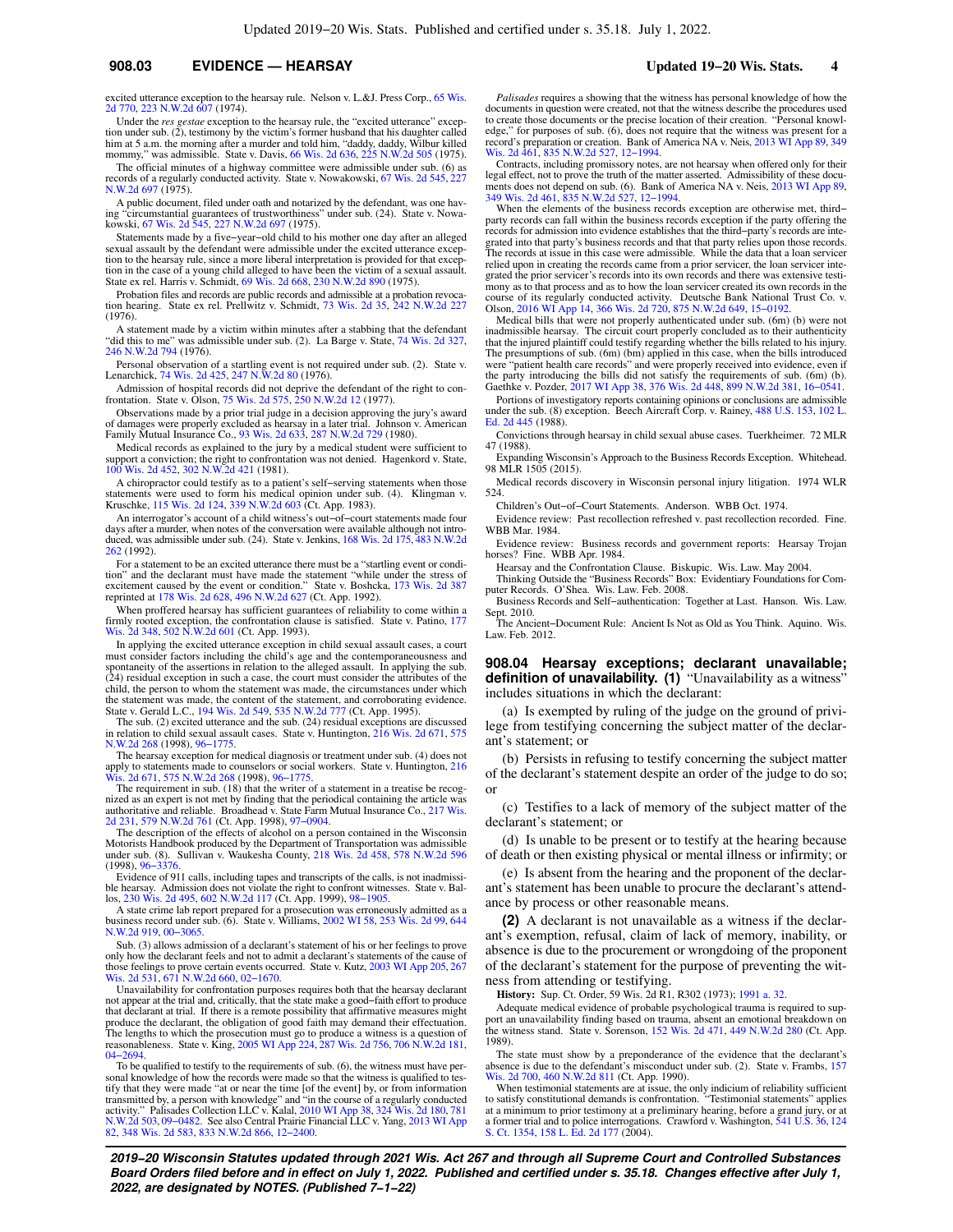excited utterance exception to the hearsay rule. Nelson v. L.&J. Press Corp., 65 Wis. 2d 770, 223 N.W.2d 607 (1974).

Under the *res gestae* exception to the hearsay rule, the "excited utterance" exception under sub. (2), testimony by the victim's former husband that his daughter called him at 5 a.m. the morning after a murder and told him, "daddy, daddy, Wilbur killed mommy," was admissible. State v. Davis, 66 Wis. 2d 636, 225 N.W.2d 505 (1975).

The official minutes of a highway committee were admissible under sub. (6) as records of a regularly conducted activity. State v. Nowakowski, 67 Wis. 2d 545, 227 N.W.2d 697 (1975).

A public document, filed under oath and notarized by the defendant, was one having "circumstantial guarantees of trustworthiness" under sub. (24). State v. Nowakowski, 67 Wis. 2d 545, 227 N.W.2d 697 (1975).

Statements made by a five–year–old child to his mother one day after an alleged sexual assault by the defendant were admissible under the excited utterance exception to the hearsay rule, since a more liberal interpretation is provided for that exception in the case of a young child alleged to have been the victim of a sexual assault. State ex rel. Harris v. Schmidt, 69 Wis. 2d 668, 230 N.W.2d 890 (1975).

Probation files and records are public records and admissible at a probation revocation hearing. State ex rel. Prellwitz v. Schmidt, 73 Wis. 2d 35, 242 N.W.2d 227 (1976).

A statement made by a victim within minutes after a stabbing that the defendant "did this to me" was admissible under sub. (2). La Barge v. State, 74 Wis. 2d 327, 246 N.W.2d 794 (1976).

Personal observation of a startling event is not required under sub. (2). State v. Lenarchick, 74 Wis. 2d 425, 247 N.W.2d 80 (1976).

Admission of hospital records did not deprive the defendant of the right to confrontation. State v. Olson, 75 Wis. 2d 575, 250 N.W.2d 12 (1977).

Observations made by a prior trial judge in a decision approving the jury's award of damages were properly excluded as hearsay in a later trial. Johnson v. American Family Mutual Insurance Co., 93 Wis. 2d 633, 287 N.W.2d 729 (1980).

Medical records as explained to the jury by a medical student were sufficient to support a conviction; the right to confrontation was not denied. Hagenkord v. State, 100 Wis. 2d 452, 302 N.W.2d 421 (1981).

A chiropractor could testify as to a patient's self–serving statements when those statements were used to form his medical opinion under sub. (4). Klingman v. Kruschke, 115 Wis. 2d 124, 339 N.W.2d 603 (Ct. App. 1983).

An interrogator's account of a child witness's out–of–court statements made four days after a murder, when notes of the conversation were available although not introduced, was admissible under sub. (24). State v. Jenkins, 168 Wis. 2d 175, 483 N.W.2d 262 (1992).

For a statement to be an excited utterance there must be a "startling event or condition" and the declarant must have made the statement "while under the stress of excitement caused by the event or condition." State v. Boshcka, 173 Wis. 2d 387 reprinted at 178 Wis. 2d 628, 496 N.W.2d 627 (Ct. App. 1992).

When proffered hearsay has sufficient guarantees of reliability to come within a firmly rooted exception, the confrontation clause is satisfied. State v. Patino, 177 Wis. 2d 348, 502 N.W.2d 601 (Ct. App. 1993).

In applying the excited utterance exception in child sexual assault cases, a court must consider factors including the child's age and the contemporaneousness and spontaneity of the assertions in relation to the alleged assault. In applying the sub. (24) residual exception in such a case, the court must consider the attributes of the child, the person to whom the statement was made, the circumstances under which the statement was made, the content of the statement, and corroborating evidence. State v. Gerald L.C., 194 Wis. 2d 549, 535 N.W.2d 777 (Ct. App. 1995).

The sub. (2) excited utterance and the sub. (24) residual exceptions are discussed in relation to child sexual assault cases. State v. Huntington, 216 Wis. 2d 671, 575 N.W.2d 268 (1998), 96–1775.

The hearsay exception for medical diagnosis or treatment under sub. (4) does not apply to statements made to counselors or social workers. State v. Huntington, 216 Wis. 2d 671, 575 N.W.2d 268 (1998), 96–1775.

The requirement in sub. (18) that the writer of a statement in a treatise be recognized as an expert is not met by finding that the periodical containing the article was authoritative and reliable. Broadhead v. State Farm Mutual Insurance Co., 217 Wis. 2d 231, 579 N.W.2d 761 (Ct. App. 1998), 97–0904.

The description of the effects of alcohol on a person contained in the Wisconsin Motorists Handbook produced by the Department of Transportation was admissible under sub. (8). Sullivan v. Waukesha County, 218 Wis. 2d 458, 578 N.W.2d 596 (1998), 96–3376.

Evidence of 911 calls, including tapes and transcripts of the calls, is not inadmissible hearsay. Admission does not violate the right to confront witnesses. State v. Ballos, 230 Wis. 2d 495, 602 N.W.2d 117 (Ct. App. 1999), 98–1905.

A state crime lab report prepared for a prosecution was erroneously admitted as a business record under sub. (6). State v. Williams, 2002 WI 58, 253 Wis. 2d 99, 644 N.W.2d 919, 00–3065.

Sub. (3) allows admission of a declarant's statement of his or her feelings to prove only how the declarant feels and not to admit a declarant's statements of the cause of those feelings to prove certain events occurred. State v. Kutz, 2003 WI App 205, 267 Wis. 2d 531, 671 N.W.2d 660, 02–1670.

Unavailability for confrontation purposes requires both that the hearsay declarant not appear at the trial and, critically, that the state make a good–faith effort to produce that declarant at trial. If there is a remote possibility that affirmative measures might produce the declarant, the obligation of good faith may demand their effectuation. The lengths to which the prosecution must go to produce a witness is a question of reasonableness. State v. King, 2005 WI App 224, 287 Wis. 2d 756, 706 N.W.2d 181, 04–2694.

To be qualified to testify to the requirements of sub. (6), the witness must have personal knowledge of how the records were made so that the witness is qualified to testify that they were made "at or near the time [of the event] by, or from information transmitted by, a person with knowledge" and "in the course of a regularly conducted activity." Palisades Collection LLC v. Kalal, 2010 WI App 38, 324 Wis. 2d 180, 781 N.W.2d 503, 09–0482. See also Central Prairie Financial LLC v. Yang, 2013 WI App 82, 348 Wis. 2d 583, 833 N.W.2d 866, 12–2400.

*Palisades* requires a showing that the witness has personal knowledge of how the documents in question were created, not that the witness describe the procedures used to create those documents or the precise location of their creation. "Personal knowledge," for purposes of sub. (6), does not require that the witness was present for a record's preparation or creation. Bank of America NA v. Neis, 2013 WI App 89, 349 Wis. 2d 461, 835 N.W.2d 527, 12–1994.

Contracts, including promissory notes, are not hearsay when offered only for their legal effect, not to prove the truth of the matter asserted. Admissibility of these documents does not depend on sub. (6). Bank of America NA v. Neis, 2013 WI App 89, 349 Wis. 2d 461, 835 N.W.2d 527, 12–1994.

When the elements of the business records exception are otherwise met, third–party records can fall within the business records exception if the party offering the records for admission into evidence establishes that the third–party's records are integrated into that party's business records and that that party relies upon those records. The records at issue in this case were admissible. While the data that a loan servicer relied upon in creating the records came from a prior servicer, the loan servicer integrated the prior servicer's records into its own records and there was extensive testimony as to that process and as to how the loan servicer created its own records in the course of its regularly conducted activity. Deutsche Bank National Trust Co. v. Olson, 2016 WI App 14, 366 Wis. 2d 720, 875 N.W.2d 649, 15–0192.

Medical bills that were not properly authenticated under sub. (6m) (b) were not inadmissible hearsay. The circuit court properly concluded as to their authenticity that the injured plaintiff could testify regarding whether the bills related to his injury. The presumptions of sub. (6m) (bm) applied in this case, when the bills introduced were "patient health care records" and were properly received into evidence, even if the party introducing the bills did not satisfy the requirements of sub. (6m) (b). Gaethke v. Pozder, 2017 WI App 38, 376 Wis. 2d 448, 899 N.W.2d 381, 16–0541.

Portions of investigatory reports containing opinions or conclusions are admissible under the sub. (8) exception. Beech Aircraft Corp. v. Rainey, 488 U.S. 153, 102 L. Ed. 2d 445 (1988).

Convictions through hearsay in child sexual abuse cases. Tuerkheimer. 72 MLR 47 (1988).

Expanding Wisconsin's Approach to the Business Records Exception. Whitehead. 98 MLR 1505 (2015).

Medical records discovery in Wisconsin personal injury litigation. 1974 WLR 524.

Children's Out–of–Court Statements. Anderson. WBB Oct. 1974.

Evidence review: Past recollection refreshed v. past recollection recorded. Fine. WBB Mar. 1984.

Evidence review: Business records and government reports: Hearsay Trojan horses? Fine. WBB Apr. 1984.

Hearsay and the Confrontation Clause. Biskupic. Wis. Law. May 2004.

Thinking Outside the "Business Records" Box: Evidentiary Foundations for Computer Records. O'Shea. Wis. Law. Feb. 2008.

Business Records and Self–authentication: Together at Last. Hanson. Wis. Law. Sept. 2010.

The Ancient–Document Rule: Ancient Is Not as Old as You Think. Aquino. Wis. Law. Feb. 2012.

**908.04 Hearsay exceptions; declarant unavailable; definition of unavailability. (1)** "Unavailability as a witness" includes situations in which the declarant:

(a) Is exempted by ruling of the judge on the ground of privilege from testifying concerning the subject matter of the declarant's statement; or

(b) Persists in refusing to testify concerning the subject matter of the declarant's statement despite an order of the judge to do so; or

(c) Testifies to a lack of memory of the subject matter of the declarant's statement; or

(d) Is unable to be present or to testify at the hearing because of death or then existing physical or mental illness or infirmity; or

(e) Is absent from the hearing and the proponent of the declarant's statement has been unable to procure the declarant's attendance by process or other reasonable means.

**(2)** A declarant is not unavailable as a witness if the declarant's exemption, refusal, claim of lack of memory, inability, or absence is due to the procurement or wrongdoing of the proponent of the declarant's statement for the purpose of preventing the witness from attending or testifying.

**History:** Sup. Ct. Order, 59 Wis. 2d R1, R302 (1973); 1991 a. 32.

Adequate medical evidence of probable psychological trauma is required to support an unavailability finding based on trauma, absent an emotional breakdown on the witness stand. State v. Sorenson, 152 Wis. 2d 471, 449 N.W.2d 280 (Ct. App. 1989).

The state must show by a preponderance of the evidence that the declarant's absence is due to the defendant's misconduct under sub. (2). State v. Frambs, 157 Wis. 2d 700, 460 N.W.2d 811 (Ct. App. 1990).

When testimonial statements are at issue, the only indicium of reliability sufficient to satisfy constitutional demands is confrontation. "Testimonial statements" applies at a minimum to prior testimony at a preliminary hearing, before a grand jury, or at a former trial and to police interrogations. Crawford v. Washington, 541 U.S. 36, 124 S. Ct. 1354, 158 L. Ed. 2d 177 (2004).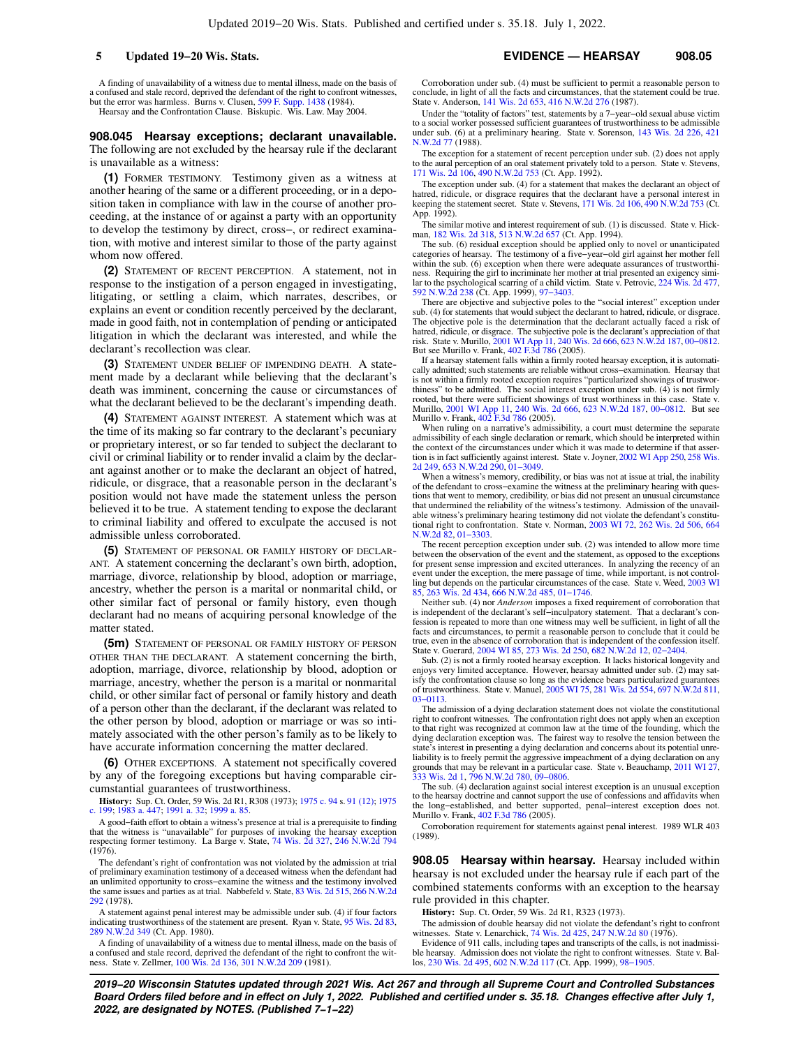A finding of unavailability of a witness due to mental illness, made on the basis of a confused and stale record, deprived the defendant of the right to confront witnesses, but the error was harmless. Burns v. Clusen, 599 F. Supp. 1438 (1984).

Hearsay and the Confrontation Clause. Biskupic. Wis. Law. May 2004.

## 908.045 Hearsay exceptions; declarant unavailable.

The following are not excluded by the hearsay rule if the declarant is unavailable as a witness:

**(1)** FORMER TESTIMONY. Testimony given as a witness at another hearing of the same or a different proceeding, or in a deposition taken in compliance with law in the course of another proceeding, at the instance of or against a party with an opportunity to develop the testimony by direct, cross−, or redirect examination, with motive and interest similar to those of the party against whom now offered.

**(2)** STATEMENT OF RECENT PERCEPTION. A statement, not in response to the instigation of a person engaged in investigating, litigating, or settling a claim, which narrates, describes, or explains an event or condition recently perceived by the declarant, made in good faith, not in contemplation of pending or anticipated litigation in which the declarant was interested, and while the declarant's recollection was clear.

**(3)** STATEMENT UNDER BELIEF OF IMPENDING DEATH. A statement made by a declarant while believing that the declarant's death was imminent, concerning the cause or circumstances of what the declarant believed to be the declarant's impending death.

**(4)** STATEMENT AGAINST INTEREST. A statement which was at the time of its making so far contrary to the declarant's pecuniary or proprietary interest, or so far tended to subject the declarant to civil or criminal liability or to render invalid a claim by the declarant against another or to make the declarant an object of hatred, ridicule, or disgrace, that a reasonable person in the declarant's position would not have made the statement unless the person believed it to be true. A statement tending to expose the declarant to criminal liability and offered to exculpate the accused is not admissible unless corroborated.

**(5)** STATEMENT OF PERSONAL OR FAMILY HISTORY OF DECLARANT. A statement concerning the declarant's own birth, adoption, marriage, divorce, relationship by blood, adoption or marriage, ancestry, whether the person is a marital or nonmarital child, or other similar fact of personal or family history, even though declarant had no means of acquiring personal knowledge of the matter stated.

**(5m)** STATEMENT OF PERSONAL OR FAMILY HISTORY OF PERSON OTHER THAN THE DECLARANT. A statement concerning the birth, adoption, marriage, divorce, relationship by blood, adoption or marriage, ancestry, whether the person is a marital or nonmarital child, or other similar fact of personal or family history and death of a person other than the declarant, if the declarant was related to the other person by blood, adoption or marriage or was so intimately associated with the other person's family as to be likely to have accurate information concerning the matter declared.

**(6)** OTHER EXCEPTIONS. A statement not specifically covered by any of the foregoing exceptions but having comparable circumstantial guarantees of trustworthiness.

**History:** Sup. Ct. Order, 59 Wis. 2d R1, R308 (1973); 1975 c. 94 s. 91 (12); 1975 c. 199; 1983 a. 447; 1991 a. 32; 1999 a. 85.

A good−faith effort to obtain a witness's presence at trial is a prerequisite to finding that the witness is "unavailable" for purposes of invoking the hearsay exception respecting former testimony. La Barge v. State, 74 Wis. 2d 327, 246 N.W.2d 794 (1976).

The defendant's right of confrontation was not violated by the admission at trial of preliminary examination testimony of a deceased witness when the defendant had an unlimited opportunity to cross−examine the witness and the testimony involved the same issues and parties as at trial. Nabbefeld v. State, 83 Wis. 2d 515, 266 N.W.2d 292 (1978).

A statement against penal interest may be admissible under sub. (4) if four factors indicating trustworthiness of the statement are present. Ryan v. State, 95 Wis. 2d 83, 289 N.W.2d 349 (Ct. App. 1980).

A finding of unavailability of a witness due to mental illness, made on the basis of a confused and stale record, deprived the defendant of the right to confront the witness. State v. Zellmer, 100 Wis. 2d 136, 301 N.W.2d 209 (1981).

Corroboration under sub. (4) must be sufficient to permit a reasonable person to conclude, in light of all the facts and circumstances, that the statement could be true. State v. Anderson, 141 Wis. 2d 653, 416 N.W.2d 276 (1987).

Under the "totality of factors" test, statements by a 7−year−old sexual abuse victim to a social worker possessed sufficient guarantees of trustworthiness to be admissible under sub. (6) at a preliminary hearing. State v. Sorenson, 143 Wis. 2d 226, 421 N.W.2d 77 (1988).

The exception for a statement of recent perception under sub. (2) does not apply to the aural perception of an oral statement privately told to a person. State v. Stevens, 171 Wis. 2d 106, 490 N.W.2d 753 (Ct. App. 1992).

The exception under sub. (4) for a statement that makes the declarant an object of hatred, ridicule, or disgrace requires that the declarant have a personal interest in keeping the statement secret. State v. Stevens, 171 Wis. 2d 106, 490 N.W.2d 753 (Ct. App. 1992).

The similar motive and interest requirement of sub. (1) is discussed. State v. Hickman, 182 Wis. 2d 318, 513 N.W.2d 657 (Ct. App. 1994).

The sub. (6) residual exception should be applied only to novel or unanticipated categories of hearsay. The testimony of a five−year−old girl against her mother fell within the sub. (6) exception when there were adequate assurances of trustworthiness. Requiring the girl to incriminate her mother at trial presented an exigency similar to the psychological scarring of a child victim. State v. Petrovic, 224 Wis. 2d 477, 592 N.W.2d 238 (Ct. App. 1999), 97−3403.

There are objective and subjective poles to the "social interest" exception under sub. (4) for statements that would subject the declarant to hatred, ridicule, or disgrace. The objective pole is the determination that the declarant actually faced a risk of hatred, ridicule, or disgrace. The subjective pole is the declarant's appreciation of that risk. State v. Murillo, 2001 WI App 11, 240 Wis. 2d 666, 623 N.W.2d 187, 00−0812. But see Murillo v. Frank, 402 F.3d 786 (2005).

If a hearsay statement falls within a firmly rooted hearsay exception, it is automatically admitted; such statements are reliable without cross−examination. Hearsay that is not within a firmly rooted exception requires "particularized showings of trustworthiness" to be admitted. The social interest exception under sub. (4) is not firmly rooted, but there were sufficient showings of trust worthiness in this case. State v. Murillo, 2001 WI App 11, 240 Wis. 2d 666, 623 N.W.2d 187, 00−0812. But see Murillo v. Frank, 402 F.3d 786 (2005).

When ruling on a narrative's admissibility, a court must determine the separate admissibility of each single declaration or remark, which should be interpreted within the context of the circumstances under which it was made to determine if that assertion is in fact sufficiently against interest. State v. Joyner, 2002 WI App 250, 258 Wis. 2d 249, 653 N.W.2d 290, 01−3049.

When a witness's memory, credibility, or bias was not at issue at trial, the inability of the defendant to cross−examine the witness at the preliminary hearing with questions that went to memory, credibility, or bias did not present an unusual circumstance that undermined the reliability of the witness's testimony. Admission of the unavailable witness's preliminary hearing testimony did not violate the defendant's constitutional right to confrontation. State v. Norman, 2003 WI 72, 262 Wis. 2d 506, 664 N.W.2d 82, 01−3303.

The recent perception exception under sub. (2) was intended to allow more time between the observation of the event and the statement, as opposed to the exceptions for present sense impression and excited utterances. In analyzing the recency of an event under the exception, the mere passage of time, while important, is not controlling but depends on the particular circumstances of the case. State v. Weed, 2003 WI 85, 263 Wis. 2d 434, 666 N.W.2d 485, 01−1746.

Neither sub. (4) nor *Anderson* imposes a fixed requirement of corroboration that is independent of the declarant's self−inculpatory statement. That a declarant's confession is repeated to more than one witness may well be sufficient, in light of all the facts and circumstances, to permit a reasonable person to conclude that it could be true, even in the absence of corroboration that is independent of the confession itself. State v. Guerard, 2004 WI 85, 273 Wis. 2d 250, 682 N.W.2d 12, 02−2404.

Sub. (2) is not a firmly rooted hearsay exception. It lacks historical longevity and enjoys very limited acceptance. However, hearsay admitted under sub. (2) may satisfy the confrontation clause so long as the evidence bears particularized guarantees of trustworthiness. State v. Manuel, 2005 WI 75, 281 Wis. 2d 554, 697 N.W.2d 811, 03−0113.

The admission of a dying declaration statement does not violate the constitutional right to confront witnesses. The confrontation right does not apply when an exception to that right was recognized at common law at the time of the founding, which the dying declaration exception was. The fairest way to resolve the tension between the state's interest in presenting a dying declaration and concerns about its potential unreliability is to freely permit the aggressive impeachment of a dying declaration on any grounds that may be relevant in a particular case. State v. Beauchamp, 2011 WI 27, 333 Wis. 2d 1, 796 N.W.2d 780, 09−0806.

The sub. (4) declaration against social interest exception is an unusual exception to the hearsay doctrine and cannot support the use of confessions and affidavits when the long−established, and better supported, penal−interest exception does not. Murillo v. Frank, 402 F.3d 786 (2005).

Corroboration requirement for statements against penal interest. 1989 WLR 403 (1989).

## 908.05 Hearsay within hearsay.

Hearsay included within hearsay is not excluded under the hearsay rule if each part of the combined statements conforms with an exception to the hearsay rule provided in this chapter.

**History:** Sup. Ct. Order, 59 Wis. 2d R1, R323 (1973).

The admission of double hearsay did not violate the defendant's right to confront witnesses. State v. Lenarchick, 74 Wis. 2d 425, 247 N.W.2d 80 (1976).

Evidence of 911 calls, including tapes and transcripts of the calls, is not inadmissible hearsay. Admission does not violate the right to confront witnesses. State v. Ballos, 230 Wis. 2d 495, 602 N.W.2d 117 (Ct. App. 1999), 98−1905.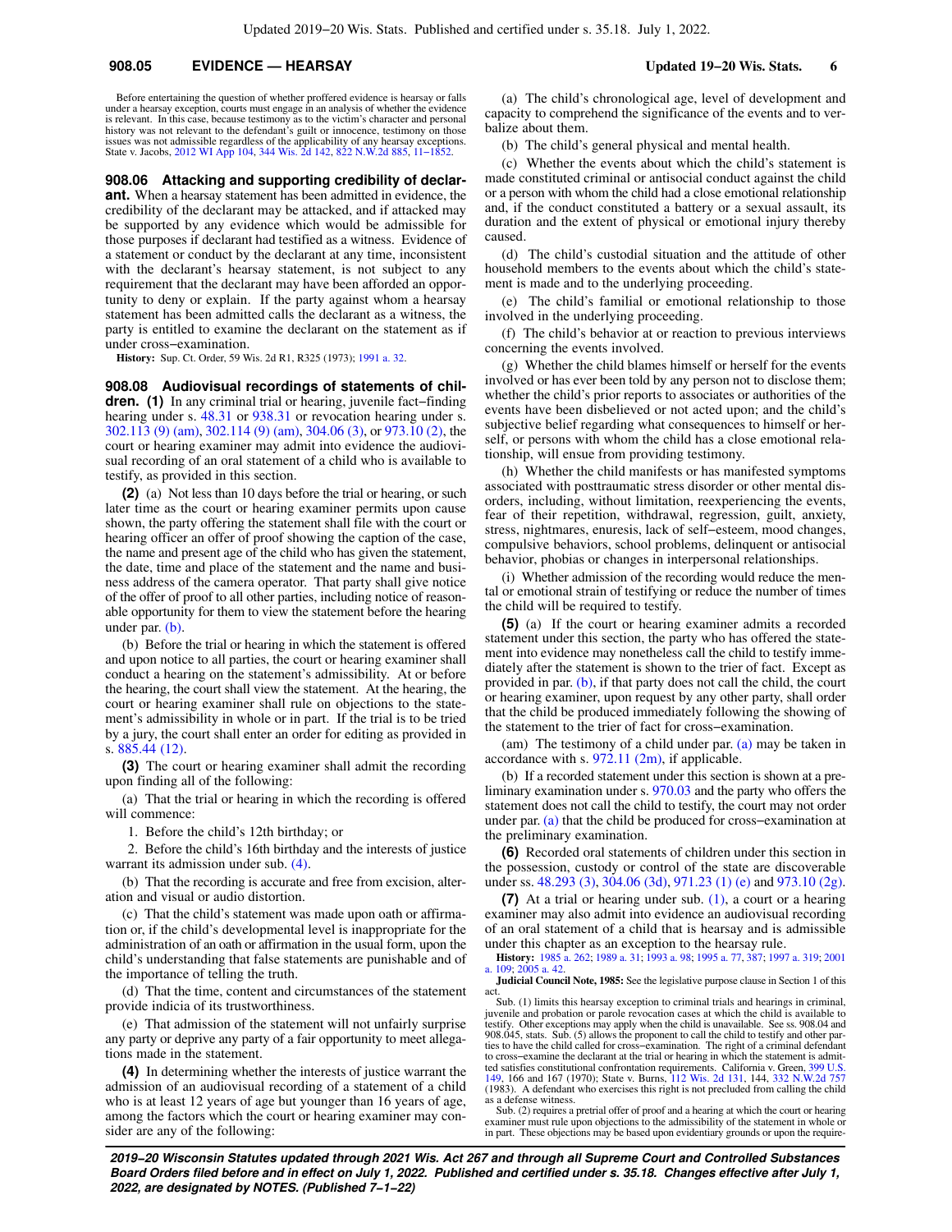Before entertaining the question of whether proffered evidence is hearsay or falls under a hearsay exception, courts must engage in an analysis of whether the evidence is relevant. In this case, because testimony as to the victim's character and personal history was not relevant to the defendant's guilt or innocence, testimony on those issues was not admissible regardless of the applicability of any hearsay exceptions. State v. Jacobs, 2012 WI App 104, 344 Wis. 2d 142, 822 N.W.2d 885, 11−1852.

**908.06 Attacking and supporting credibility of declarant.** When a hearsay statement has been admitted in evidence, the credibility of the declarant may be attacked, and if attacked may be supported by any evidence which would be admissible for those purposes if declarant had testified as a witness. Evidence of a statement or conduct by the declarant at any time, inconsistent with the declarant's hearsay statement, is not subject to any requirement that the declarant may have been afforded an opportunity to deny or explain. If the party against whom a hearsay statement has been admitted calls the declarant as a witness, the party is entitled to examine the declarant on the statement as if under cross−examination.

**History:** Sup. Ct. Order, 59 Wis. 2d R1, R325 (1973); 1991 a. 32.

**908.08 Audiovisual recordings of statements of children.** **(1)** In any criminal trial or hearing, juvenile fact−finding hearing under s. 48.31 or 938.31 or revocation hearing under s. 302.113 (9) (am), 302.114 (9) (am), 304.06 (3), or 973.10 (2), the court or hearing examiner may admit into evidence the audiovisual recording of an oral statement of a child who is available to testify, as provided in this section.

**(2)** (a) Not less than 10 days before the trial or hearing, or such later time as the court or hearing examiner permits upon cause shown, the party offering the statement shall file with the court or hearing officer an offer of proof showing the caption of the case, the name and present age of the child who has given the statement, the date, time and place of the statement and the name and business address of the camera operator. That party shall give notice of the offer of proof to all other parties, including notice of reasonable opportunity for them to view the statement before the hearing under par. (b).

(b) Before the trial or hearing in which the statement is offered and upon notice to all parties, the court or hearing examiner shall conduct a hearing on the statement's admissibility. At or before the hearing, the court shall view the statement. At the hearing, the court or hearing examiner shall rule on objections to the statement's admissibility in whole or in part. If the trial is to be tried by a jury, the court shall enter an order for editing as provided in s. 885.44 (12).

**(3)** The court or hearing examiner shall admit the recording upon finding all of the following:

(a) That the trial or hearing in which the recording is offered will commence:

1. Before the child's 12th birthday; or

2. Before the child's 16th birthday and the interests of justice warrant its admission under sub. (4).

(b) That the recording is accurate and free from excision, alteration and visual or audio distortion.

(c) That the child's statement was made upon oath or affirmation or, if the child's developmental level is inappropriate for the administration of an oath or affirmation in the usual form, upon the child's understanding that false statements are punishable and of the importance of telling the truth.

(d) That the time, content and circumstances of the statement provide indicia of its trustworthiness.

(e) That admission of the statement will not unfairly surprise any party or deprive any party of a fair opportunity to meet allegations made in the statement.

**(4)** In determining whether the interests of justice warrant the admission of an audiovisual recording of a statement of a child who is at least 12 years of age but younger than 16 years of age, among the factors which the court or hearing examiner may consider are any of the following:

(a) The child's chronological age, level of development and capacity to comprehend the significance of the events and to verbalize about them.

(b) The child's general physical and mental health.

(c) Whether the events about which the child's statement is made constituted criminal or antisocial conduct against the child or a person with whom the child had a close emotional relationship and, if the conduct constituted a battery or a sexual assault, its duration and the extent of physical or emotional injury thereby caused.

(d) The child's custodial situation and the attitude of other household members to the events about which the child's statement is made and to the underlying proceeding.

(e) The child's familial or emotional relationship to those involved in the underlying proceeding.

(f) The child's behavior at or reaction to previous interviews concerning the events involved.

(g) Whether the child blames himself or herself for the events involved or has ever been told by any person not to disclose them; whether the child's prior reports to associates or authorities of the events have been disbelieved or not acted upon; and the child's subjective belief regarding what consequences to himself or herself, or persons with whom the child has a close emotional relationship, will ensue from providing testimony.

(h) Whether the child manifests or has manifested symptoms associated with posttraumatic stress disorder or other mental disorders, including, without limitation, reexperiencing the events, fear of their repetition, withdrawal, regression, guilt, anxiety, stress, nightmares, enuresis, lack of self−esteem, mood changes, compulsive behaviors, school problems, delinquent or antisocial behavior, phobias or changes in interpersonal relationships.

(i) Whether admission of the recording would reduce the mental or emotional strain of testifying or reduce the number of times the child will be required to testify.

**(5)** (a) If the court or hearing examiner admits a recorded statement under this section, the party who has offered the statement into evidence may nonetheless call the child to testify immediately after the statement is shown to the trier of fact. Except as provided in par. (b), if that party does not call the child, the court or hearing examiner, upon request by any other party, shall order that the child be produced immediately following the showing of the statement to the trier of fact for cross−examination.

(am) The testimony of a child under par. (a) may be taken in accordance with s. 972.11 (2m), if applicable.

(b) If a recorded statement under this section is shown at a preliminary examination under s. 970.03 and the party who offers the statement does not call the child to testify, the court may not order under par. (a) that the child be produced for cross−examination at the preliminary examination.

**(6)** Recorded oral statements of children under this section in the possession, custody or control of the state are discoverable under ss. 48.293 (3), 304.06 (3d), 971.23 (1) (e) and 973.10 (2g).

**(7)** At a trial or hearing under sub. (1), a court or a hearing examiner may also admit into evidence an audiovisual recording of an oral statement of a child that is hearsay and is admissible under this chapter as an exception to the hearsay rule.

**History:** 1985 a. 262; 1989 a. 31; 1993 a. 98; 1995 a. 77, 387; 1997 a. 319; 2001 a. 109; 2005 a. 42.

**Judicial Council Note, 1985:** See the legislative purpose clause in Section 1 of this act.

Sub. (1) limits this hearsay exception to criminal trials and hearings in criminal, juvenile and probation or parole revocation cases at which the child is available to testify. Other exceptions may apply when the child is unavailable. See ss. 908.04 and 908.045, stats. Sub. (5) allows the proponent to call the child to testify and other parties to have the child called for cross−examination. The right of a criminal defendant to cross−examine the declarant at the trial or hearing in which the statement is admitted satisfies constitutional confrontation requirements. California v. Green, 399 U.S. 149, 166 and 167 (1970); State v. Burns, 112 Wis. 2d 131, 144, 332 N.W.2d 757 (1983). A defendant who exercises this right is not precluded from calling the child as a defense witness.

Sub. (2) requires a pretrial offer of proof and a hearing at which the court or hearing examiner must rule upon objections to the admissibility of the statement in whole or in part. These objections may be based upon evidentiary grounds or upon the require-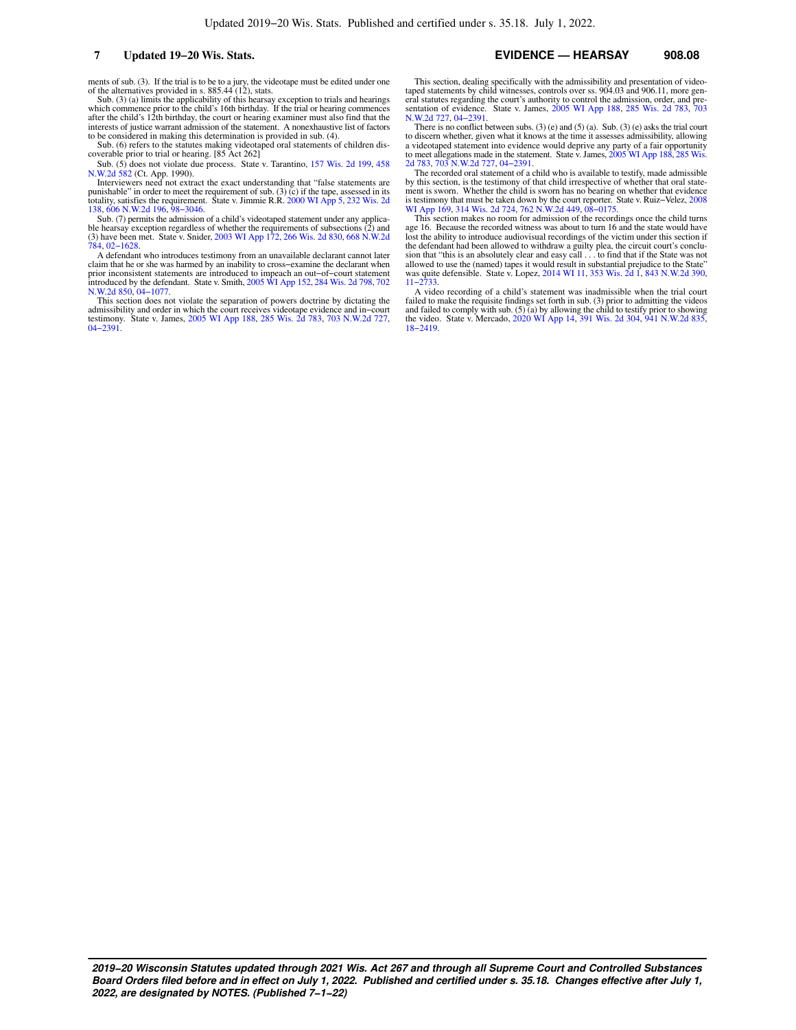ments of sub. (3). If the trial is to be to a jury, the videotape must be edited under one of the alternatives provided in s. 885.44 (12), stats.

Sub. (3) (a) limits the applicability of this hearsay exception to trials and hearings which commence prior to the child's 16th birthday. If the trial or hearing commences after the child's 12th birthday, the court or hearing examiner must also find that the interests of justice warrant admission of the statement. A nonexhaustive list of factors to be considered in making this determination is provided in sub. (4).

Sub. (6) refers to the statutes making videotaped oral statements of children discoverable prior to trial or hearing. [85 Act 262]

Sub. (5) does not violate due process. State v. Tarantino, 157 Wis. 2d 199, 458 N.W.2d 582 (Ct. App. 1990).

Interviewers need not extract the exact understanding that "false statements are punishable" in order to meet the requirement of sub. (3) (c) if the tape, assessed in its totality, satisfies the requirement. State v. Jimmie R.R. 2000 WI App 5, 232 Wis. 2d 138, 606 N.W.2d 196, 98−3046.

Sub. (7) permits the admission of a child's videotaped statement under any applicable hearsay exception regardless of whether the requirements of subsections (2) and (3) have been met. State v. Snider, 2003 WI App 172, 266 Wis. 2d 830, 668 N.W.2d 784, 02−1628.

A defendant who introduces testimony from an unavailable declarant cannot later claim that he or she was harmed by an inability to cross−examine the declarant when prior inconsistent statements are introduced to impeach an out−of−court statement introduced by the defendant. State v. Smith, 2005 WI App 152, 284 Wis. 2d 798, 702 N.W.2d 850, 04−1077.

This section does not violate the separation of powers doctrine by dictating the admissibility and order in which the court receives videotape evidence and in−court testimony. State v. James, 2005 WI App 188, 285 Wis. 2d 783, 703 N.W.2d 727, 04−2391.

This section, dealing specifically with the admissibility and presentation of videotaped statements by child witnesses, controls over ss. 904.03 and 906.11, more general statutes regarding the court's authority to control the admission, order, and presentation of evidence. State v. James, 2005 WI App 188, 285 Wis. 2d 783, 703 N.W.2d 727, 04−2391.

There is no conflict between subs. (3) (e) and (5) (a). Sub. (3) (e) asks the trial court to discern whether, given what it knows at the time it assesses admissibility, allowing a videotaped statement into evidence would deprive any party of a fair opportunity to meet allegations made in the statement. State v. James, 2005 WI App 188, 285 Wis. 2d 783, 703 N.W.2d 727, 04−2391.

The recorded oral statement of a child who is available to testify, made admissible by this section, is the testimony of that child irrespective of whether that oral statement is sworn. Whether the child is sworn has no bearing on whether that evidence is testimony that must be taken down by the court reporter. State v. Ruiz−Velez, 2008 WI App 169, 314 Wis. 2d 724, 762 N.W.2d 449, 08−0175.

This section makes no room for admission of the recordings once the child turns age 16. Because the recorded witness was about to turn 16 and the state would have lost the ability to introduce audiovisual recordings of the victim under this section if the defendant had been allowed to withdraw a guilty plea, the circuit court's conclusion that "this is an absolutely clear and easy call . . . to find that if the State was not allowed to use the (named) tapes it would result in substantial prejudice to the State" was quite defensible. State v. Lopez, 2014 WI 11, 353 Wis. 2d 1, 843 N.W.2d 390, 11−2733.

A video recording of a child's statement was inadmissible when the trial court failed to make the requisite findings set forth in sub. (3) prior to admitting the videos and failed to comply with sub. (5) (a) by allowing the child to testify prior to showing the video. State v. Mercado, 2020 WI App 14, 391 Wis. 2d 304, 941 N.W.2d 835, 18−2419.